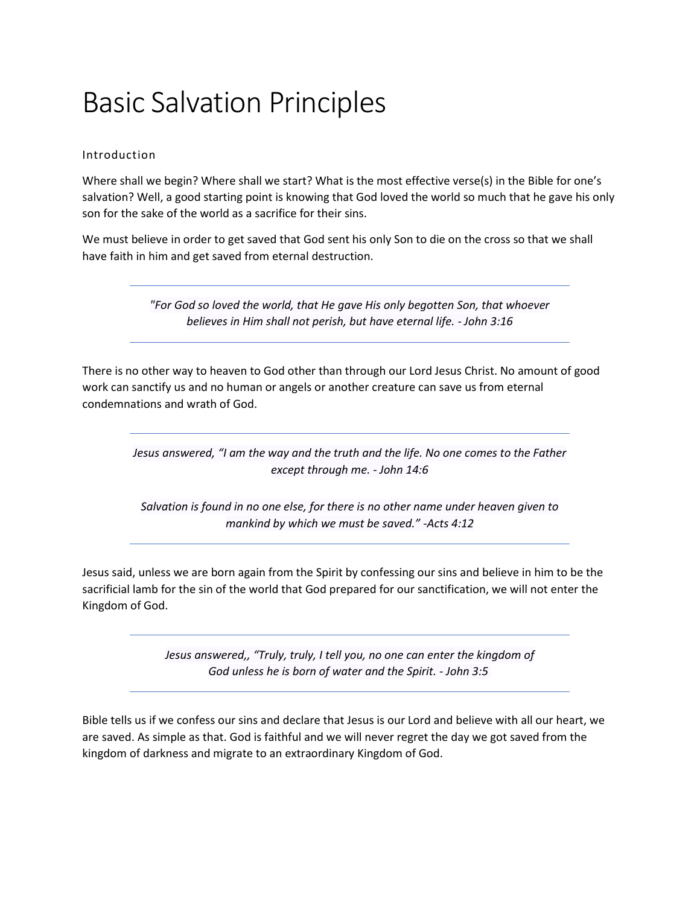# Basic Salvation Principles

## Introduction

Where shall we begin? Where shall we start? What is the most effective verse(s) in the Bible for one's salvation? Well, a good starting point is knowing that God loved the world so much that he gave his only son for the sake of the world as a sacrifice for their sins.

We must believe in order to get saved that God sent his only Son to die on the cross so that we shall have faith in him and get saved from eternal destruction.

---

> *"For God so loved the world, that He gave His only begotten Son, that whoever believes in Him shall not perish, but have eternal life. - John 3:16*

---

There is no other way to heaven to God other than through our Lord Jesus Christ. No amount of good work can sanctify us and no human or angels or another creature can save us from eternal condemnations and wrath of God.

---

> *Jesus answered, "I am the way and the truth and the life. No one comes to the Father except through me. - John 14:6*
>
> *Salvation is found in no one else, for there is no other name under heaven given to mankind by which we must be saved." -Acts 4:12*

---

Jesus said, unless we are born again from the Spirit by confessing our sins and believe in him to be the sacrificial lamb for the sin of the world that God prepared for our sanctification, we will not enter the Kingdom of God.

---

> *Jesus answered,, "Truly, truly, I tell you, no one can enter the kingdom of God unless he is born of water and the Spirit. - John 3:5*

---

Bible tells us if we confess our sins and declare that Jesus is our Lord and believe with all our heart, we are saved. As simple as that. God is faithful and we will never regret the day we got saved from the kingdom of darkness and migrate to an extraordinary Kingdom of God.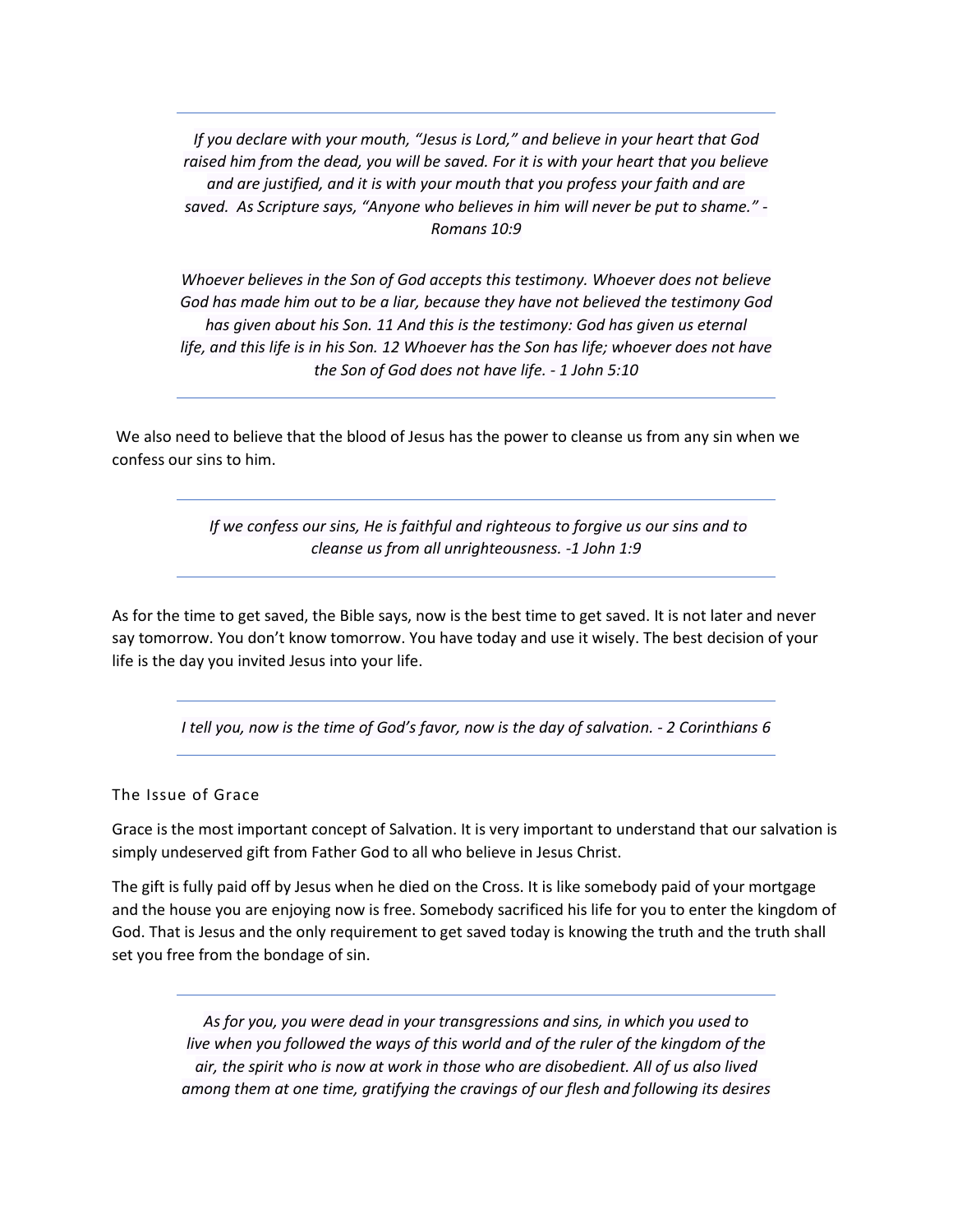---

*If you declare with your mouth, "Jesus is Lord," and believe in your heart that God raised him from the dead, you will be saved. For it is with your heart that you believe and are justified, and it is with your mouth that you profess your faith and are saved. As Scripture says, "Anyone who believes in him will never be put to shame." - Romans 10:9*

*Whoever believes in the Son of God accepts this testimony. Whoever does not believe God has made him out to be a liar, because they have not believed the testimony God has given about his Son. 11 And this is the testimony: God has given us eternal life, and this life is in his Son. 12 Whoever has the Son has life; whoever does not have the Son of God does not have life. - 1 John 5:10*

---

We also need to believe that the blood of Jesus has the power to cleanse us from any sin when we confess our sins to him.

---

*If we confess our sins, He is faithful and righteous to forgive us our sins and to cleanse us from all unrighteousness. -1 John 1:9*

---

As for the time to get saved, the Bible says, now is the best time to get saved. It is not later and never say tomorrow. You don't know tomorrow. You have today and use it wisely. The best decision of your life is the day you invited Jesus into your life.

---

*I tell you, now is the time of God's favor, now is the day of salvation. - 2 Corinthians 6*

---

## The Issue of Grace

Grace is the most important concept of Salvation. It is very important to understand that our salvation is simply undeserved gift from Father God to all who believe in Jesus Christ.

The gift is fully paid off by Jesus when he died on the Cross. It is like somebody paid of your mortgage and the house you are enjoying now is free. Somebody sacrificed his life for you to enter the kingdom of God. That is Jesus and the only requirement to get saved today is knowing the truth and the truth shall set you free from the bondage of sin.

---

*As for you, you were dead in your transgressions and sins, in which you used to live when you followed the ways of this world and of the ruler of the kingdom of the air, the spirit who is now at work in those who are disobedient. All of us also lived among them at one time, gratifying the cravings of our flesh and following its desires*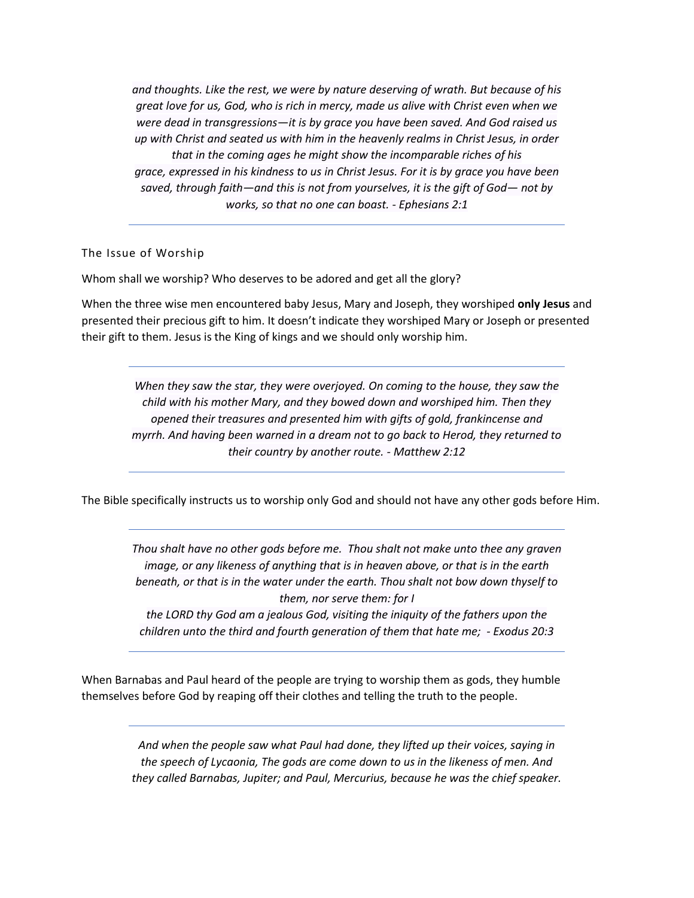*and thoughts. Like the rest, we were by nature deserving of wrath. But because of his great love for us, God, who is rich in mercy, made us alive with Christ even when we were dead in transgressions—it is by grace you have been saved. And God raised us up with Christ and seated us with him in the heavenly realms in Christ Jesus, in order that in the coming ages he might show the incomparable riches of his grace, expressed in his kindness to us in Christ Jesus. For it is by grace you have been saved, through faith—and this is not from yourselves, it is the gift of God— not by works, so that no one can boast. - Ephesians 2:1*

---

## The Issue of Worship

Whom shall we worship? Who deserves to be adored and get all the glory?

When the three wise men encountered baby Jesus, Mary and Joseph, they worshiped **only Jesus** and presented their precious gift to him. It doesn't indicate they worshiped Mary or Joseph or presented their gift to them. Jesus is the King of kings and we should only worship him.

---

*When they saw the star, they were overjoyed. On coming to the house, they saw the child with his mother Mary, and they bowed down and worshiped him. Then they opened their treasures and presented him with gifts of gold, frankincense and myrrh. And having been warned in a dream not to go back to Herod, they returned to their country by another route. - Matthew 2:12*

---

The Bible specifically instructs us to worship only God and should not have any other gods before Him.

---

*Thou shalt have no other gods before me. Thou shalt not make unto thee any graven image, or any likeness of anything that is in heaven above, or that is in the earth beneath, or that is in the water under the earth. Thou shalt not bow down thyself to them, nor serve them: for I the LORD thy God am a jealous God, visiting the iniquity of the fathers upon the children unto the third and fourth generation of them that hate me; - Exodus 20:3*

---

When Barnabas and Paul heard of the people are trying to worship them as gods, they humble themselves before God by reaping off their clothes and telling the truth to the people.

---

*And when the people saw what Paul had done, they lifted up their voices, saying in the speech of Lycaonia, The gods are come down to us in the likeness of men. And they called Barnabas, Jupiter; and Paul, Mercurius, because he was the chief speaker.*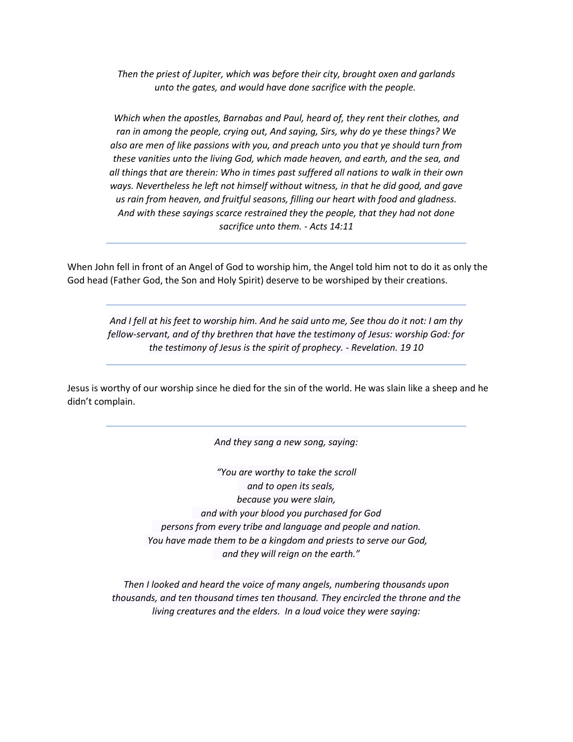*Then the priest of Jupiter, which was before their city, brought oxen and garlands unto the gates, and would have done sacrifice with the people.*

*Which when the apostles, Barnabas and Paul, heard of, they rent their clothes, and ran in among the people, crying out, And saying, Sirs, why do ye these things? We also are men of like passions with you, and preach unto you that ye should turn from these vanities unto the living God, which made heaven, and earth, and the sea, and all things that are therein: Who in times past suffered all nations to walk in their own ways. Nevertheless he left not himself without witness, in that he did good, and gave us rain from heaven, and fruitful seasons, filling our heart with food and gladness. And with these sayings scarce restrained they the people, that they had not done sacrifice unto them. - Acts 14:11*

---

When John fell in front of an Angel of God to worship him, the Angel told him not to do it as only the God head (Father God, the Son and Holy Spirit) deserve to be worshiped by their creations.

---

*And I fell at his feet to worship him. And he said unto me, See thou do it not: I am thy fellow-servant, and of thy brethren that have the testimony of Jesus: worship God: for the testimony of Jesus is the spirit of prophecy. - Revelation. 19 10*

---

Jesus is worthy of our worship since he died for the sin of the world. He was slain like a sheep and he didn't complain.

---

*And they sang a new song, saying:*

*"You are worthy to take the scroll*
*and to open its seals,*
*because you were slain,*
*and with your blood you purchased for God*
*persons from every tribe and language and people and nation.*
*You have made them to be a kingdom and priests to serve our God,*
*and they will reign on the earth."*

*Then I looked and heard the voice of many angels, numbering thousands upon thousands, and ten thousand times ten thousand. They encircled the throne and the living creatures and the elders. In a loud voice they were saying:*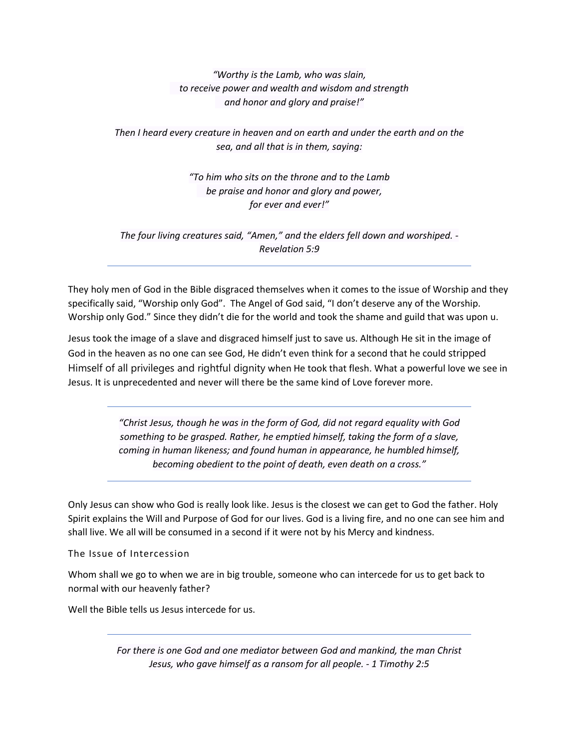*"Worthy is the Lamb, who was slain,*
*to receive power and wealth and wisdom and strength*
*and honor and glory and praise!"*

*Then I heard every creature in heaven and on earth and under the earth and on the sea, and all that is in them, saying:*

*"To him who sits on the throne and to the Lamb*
*be praise and honor and glory and power,*
*for ever and ever!"*

*The four living creatures said, "Amen," and the elders fell down and worshiped. - Revelation 5:9*

---

They holy men of God in the Bible disgraced themselves when it comes to the issue of Worship and they specifically said, "Worship only God". The Angel of God said, "I don't deserve any of the Worship. Worship only God." Since they didn't die for the world and took the shame and guild that was upon u.

Jesus took the image of a slave and disgraced himself just to save us. Although He sit in the image of God in the heaven as no one can see God, He didn't even think for a second that he could stripped Himself of all privileges and rightful dignity when He took that flesh. What a powerful love we see in Jesus. It is unprecedented and never will there be the same kind of Love forever more.

---

*"Christ Jesus, though he was in the form of God, did not regard equality with God something to be grasped. Rather, he emptied himself, taking the form of a slave, coming in human likeness; and found human in appearance, he humbled himself, becoming obedient to the point of death, even death on a cross."*

---

Only Jesus can show who God is really look like. Jesus is the closest we can get to God the father. Holy Spirit explains the Will and Purpose of God for our lives. God is a living fire, and no one can see him and shall live. We all will be consumed in a second if it were not by his Mercy and kindness.

## The Issue of Intercession

Whom shall we go to when we are in big trouble, someone who can intercede for us to get back to normal with our heavenly father?

Well the Bible tells us Jesus intercede for us.

---

*For there is one God and one mediator between God and mankind, the man Christ Jesus, who gave himself as a ransom for all people. - 1 Timothy 2:5*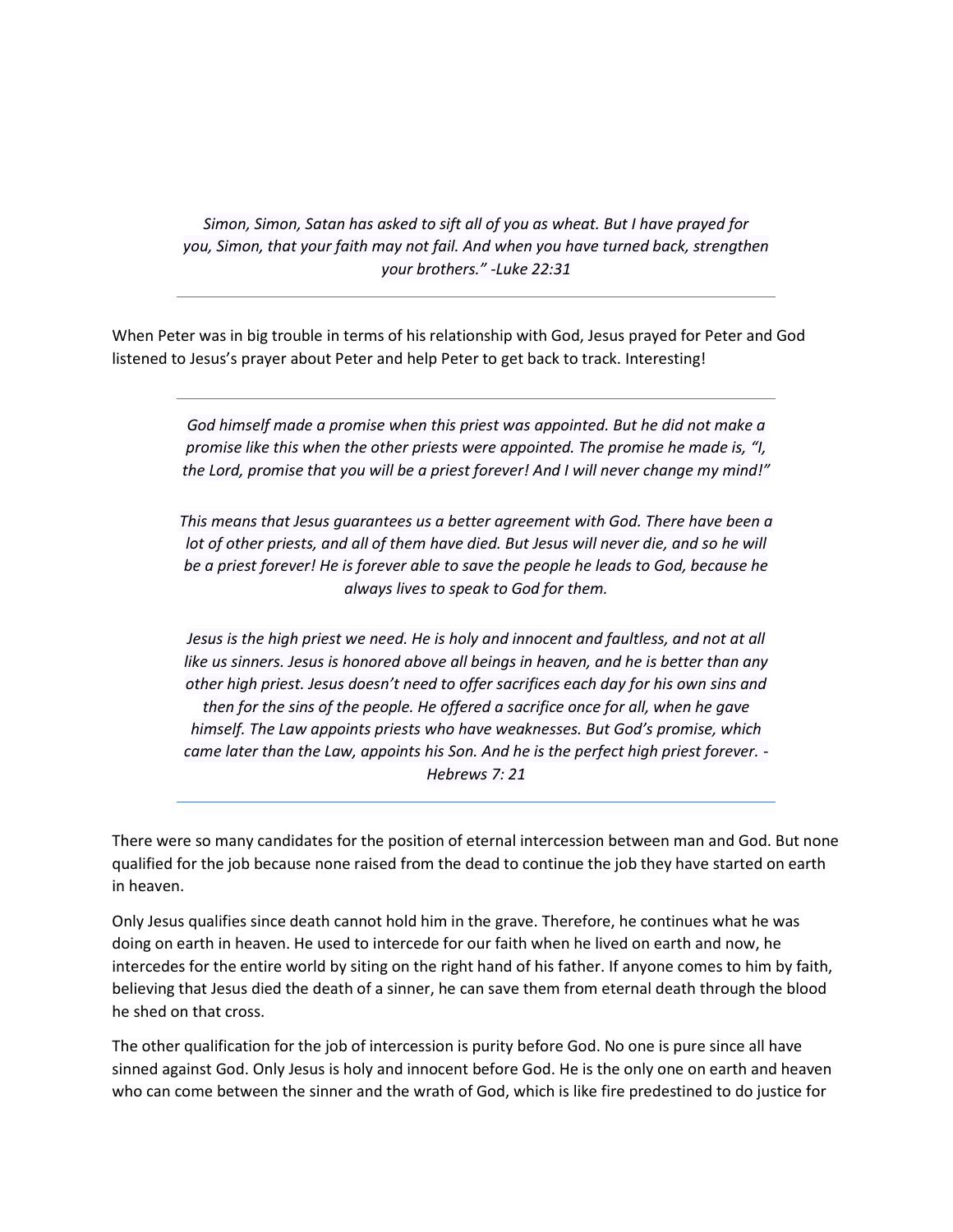*Simon, Simon, Satan has asked to sift all of you as wheat. But I have prayed for you, Simon, that your faith may not fail. And when you have turned back, strengthen your brothers." -Luke 22:31*

---

When Peter was in big trouble in terms of his relationship with God, Jesus prayed for Peter and God listened to Jesus's prayer about Peter and help Peter to get back to track. Interesting!

---

*God himself made a promise when this priest was appointed. But he did not make a promise like this when the other priests were appointed. The promise he made is, "I, the Lord, promise that you will be a priest forever! And I will never change my mind!"*

*This means that Jesus guarantees us a better agreement with God. There have been a lot of other priests, and all of them have died. But Jesus will never die, and so he will be a priest forever! He is forever able to save the people he leads to God, because he always lives to speak to God for them.*

*Jesus is the high priest we need. He is holy and innocent and faultless, and not at all like us sinners. Jesus is honored above all beings in heaven, and he is better than any other high priest. Jesus doesn't need to offer sacrifices each day for his own sins and then for the sins of the people. He offered a sacrifice once for all, when he gave himself. The Law appoints priests who have weaknesses. But God's promise, which came later than the Law, appoints his Son. And he is the perfect high priest forever. -Hebrews 7: 21*

---

There were so many candidates for the position of eternal intercession between man and God. But none qualified for the job because none raised from the dead to continue the job they have started on earth in heaven.

Only Jesus qualifies since death cannot hold him in the grave. Therefore, he continues what he was doing on earth in heaven. He used to intercede for our faith when he lived on earth and now, he intercedes for the entire world by siting on the right hand of his father. If anyone comes to him by faith, believing that Jesus died the death of a sinner, he can save them from eternal death through the blood he shed on that cross.

The other qualification for the job of intercession is purity before God. No one is pure since all have sinned against God. Only Jesus is holy and innocent before God. He is the only one on earth and heaven who can come between the sinner and the wrath of God, which is like fire predestined to do justice for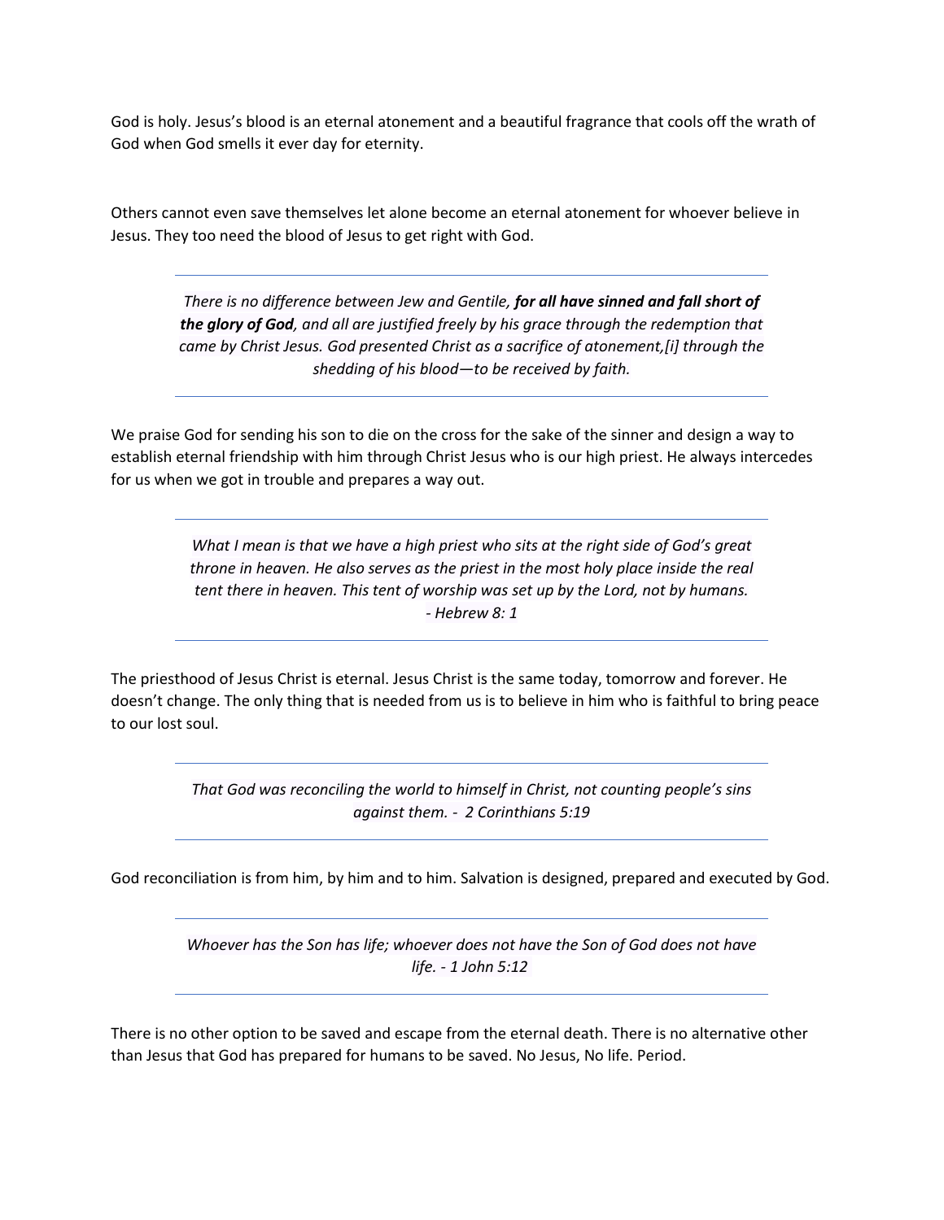God is holy. Jesus's blood is an eternal atonement and a beautiful fragrance that cools off the wrath of God when God smells it ever day for eternity.

Others cannot even save themselves let alone become an eternal atonement for whoever believe in Jesus. They too need the blood of Jesus to get right with God.

---

> *There is no difference between Jew and Gentile, **for all have sinned and fall short of the glory of God**, and all are justified freely by his grace through the redemption that came by Christ Jesus. God presented Christ as a sacrifice of atonement,[i] through the shedding of his blood—to be received by faith.*

---

We praise God for sending his son to die on the cross for the sake of the sinner and design a way to establish eternal friendship with him through Christ Jesus who is our high priest. He always intercedes for us when we got in trouble and prepares a way out.

---

> *What I mean is that we have a high priest who sits at the right side of God's great throne in heaven. He also serves as the priest in the most holy place inside the real tent there in heaven. This tent of worship was set up by the Lord, not by humans. - Hebrew 8: 1*

---

The priesthood of Jesus Christ is eternal. Jesus Christ is the same today, tomorrow and forever. He doesn't change. The only thing that is needed from us is to believe in him who is faithful to bring peace to our lost soul.

---

> *That God was reconciling the world to himself in Christ, not counting people's sins against them. - 2 Corinthians 5:19*

---

God reconciliation is from him, by him and to him. Salvation is designed, prepared and executed by God.

---

> *Whoever has the Son has life; whoever does not have the Son of God does not have life. - 1 John 5:12*

---

There is no other option to be saved and escape from the eternal death. There is no alternative other than Jesus that God has prepared for humans to be saved. No Jesus, No life. Period.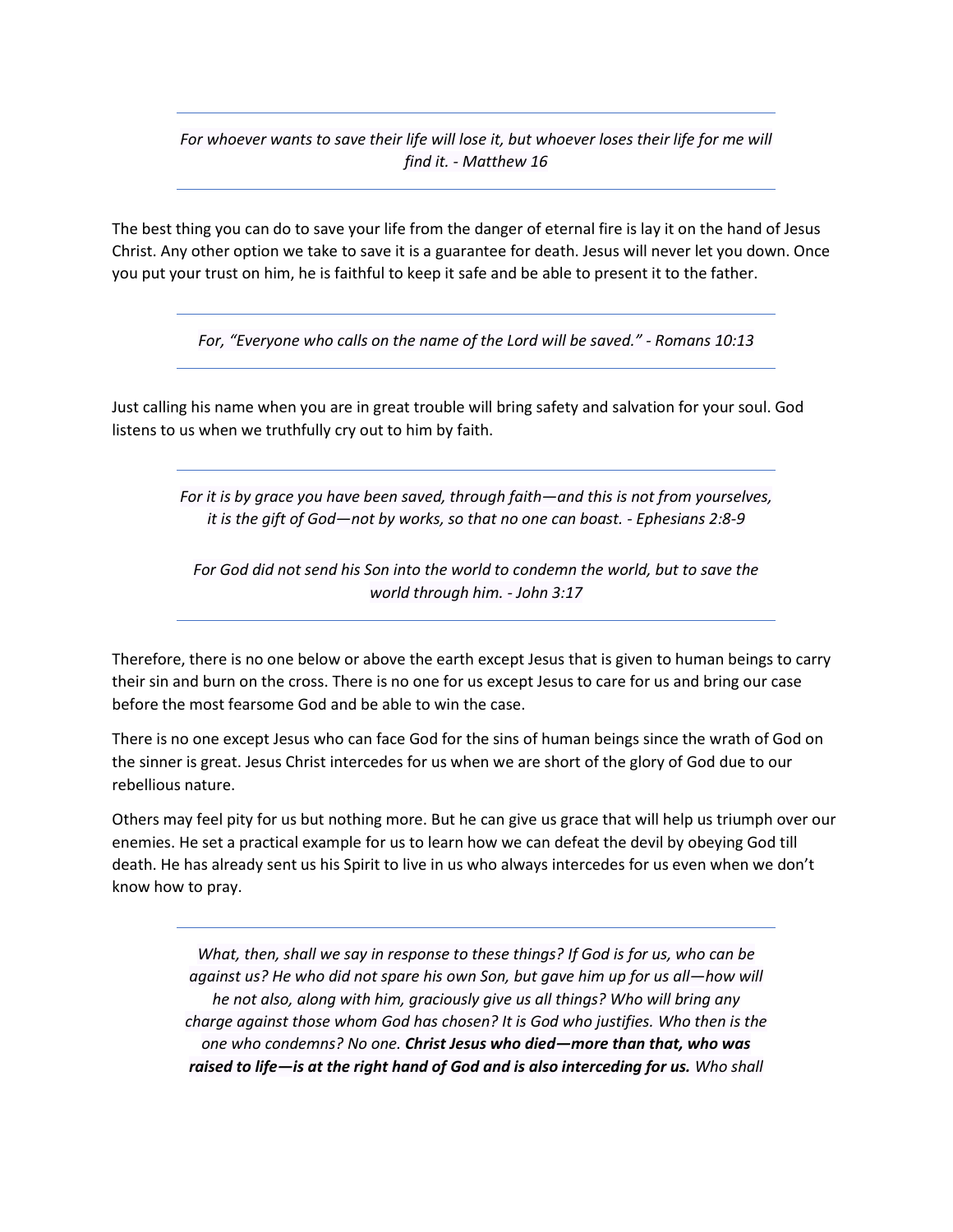---

*For whoever wants to save their life will lose it, but whoever loses their life for me will find it. - Matthew 16*

---

The best thing you can do to save your life from the danger of eternal fire is lay it on the hand of Jesus Christ. Any other option we take to save it is a guarantee for death. Jesus will never let you down. Once you put your trust on him, he is faithful to keep it safe and be able to present it to the father.

---

*For, "Everyone who calls on the name of the Lord will be saved." - Romans 10:13*

---

Just calling his name when you are in great trouble will bring safety and salvation for your soul. God listens to us when we truthfully cry out to him by faith.

---

*For it is by grace you have been saved, through faith—and this is not from yourselves, it is the gift of God—not by works, so that no one can boast. - Ephesians 2:8-9*

*For God did not send his Son into the world to condemn the world, but to save the world through him. - John 3:17*

---

Therefore, there is no one below or above the earth except Jesus that is given to human beings to carry their sin and burn on the cross. There is no one for us except Jesus to care for us and bring our case before the most fearsome God and be able to win the case.

There is no one except Jesus who can face God for the sins of human beings since the wrath of God on the sinner is great. Jesus Christ intercedes for us when we are short of the glory of God due to our rebellious nature.

Others may feel pity for us but nothing more. But he can give us grace that will help us triumph over our enemies. He set a practical example for us to learn how we can defeat the devil by obeying God till death. He has already sent us his Spirit to live in us who always intercedes for us even when we don't know how to pray.

---

*What, then, shall we say in response to these things? If God is for us, who can be against us? He who did not spare his own Son, but gave him up for us all—how will he not also, along with him, graciously give us all things? Who will bring any charge against those whom God has chosen? It is God who justifies. Who then is the one who condemns? No one.* ***Christ Jesus who died—more than that, who was raised to life—is at the right hand of God and is also interceding for us.*** *Who shall*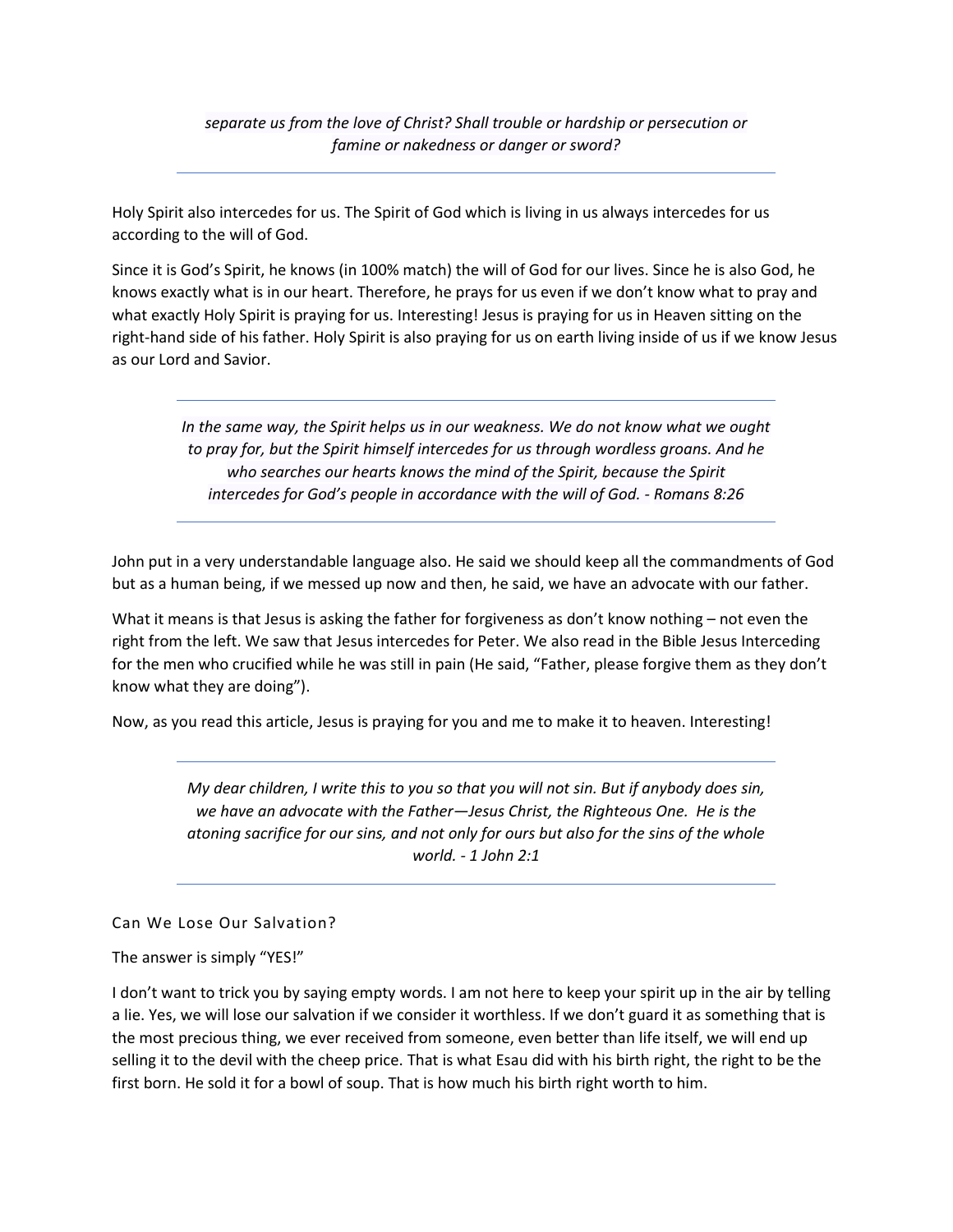> *separate us from the love of Christ? Shall trouble or hardship or persecution or famine or nakedness or danger or sword?*

Holy Spirit also intercedes for us. The Spirit of God which is living in us always intercedes for us according to the will of God.

Since it is God's Spirit, he knows (in 100% match) the will of God for our lives. Since he is also God, he knows exactly what is in our heart. Therefore, he prays for us even if we don't know what to pray and what exactly Holy Spirit is praying for us. Interesting! Jesus is praying for us in Heaven sitting on the right-hand side of his father. Holy Spirit is also praying for us on earth living inside of us if we know Jesus as our Lord and Savior.

> *In the same way, the Spirit helps us in our weakness. We do not know what we ought to pray for, but the Spirit himself intercedes for us through wordless groans. And he who searches our hearts knows the mind of the Spirit, because the Spirit intercedes for God's people in accordance with the will of God. - Romans 8:26*

John put in a very understandable language also. He said we should keep all the commandments of God but as a human being, if we messed up now and then, he said, we have an advocate with our father.

What it means is that Jesus is asking the father for forgiveness as don't know nothing – not even the right from the left. We saw that Jesus intercedes for Peter. We also read in the Bible Jesus Interceding for the men who crucified while he was still in pain (He said, "Father, please forgive them as they don't know what they are doing").

Now, as you read this article, Jesus is praying for you and me to make it to heaven. Interesting!

> *My dear children, I write this to you so that you will not sin. But if anybody does sin, we have an advocate with the Father—Jesus Christ, the Righteous One. He is the atoning sacrifice for our sins, and not only for ours but also for the sins of the whole world. - 1 John 2:1*

## Can We Lose Our Salvation?

The answer is simply "YES!"

I don't want to trick you by saying empty words. I am not here to keep your spirit up in the air by telling a lie. Yes, we will lose our salvation if we consider it worthless. If we don't guard it as something that is the most precious thing, we ever received from someone, even better than life itself, we will end up selling it to the devil with the cheep price. That is what Esau did with his birth right, the right to be the first born. He sold it for a bowl of soup. That is how much his birth right worth to him.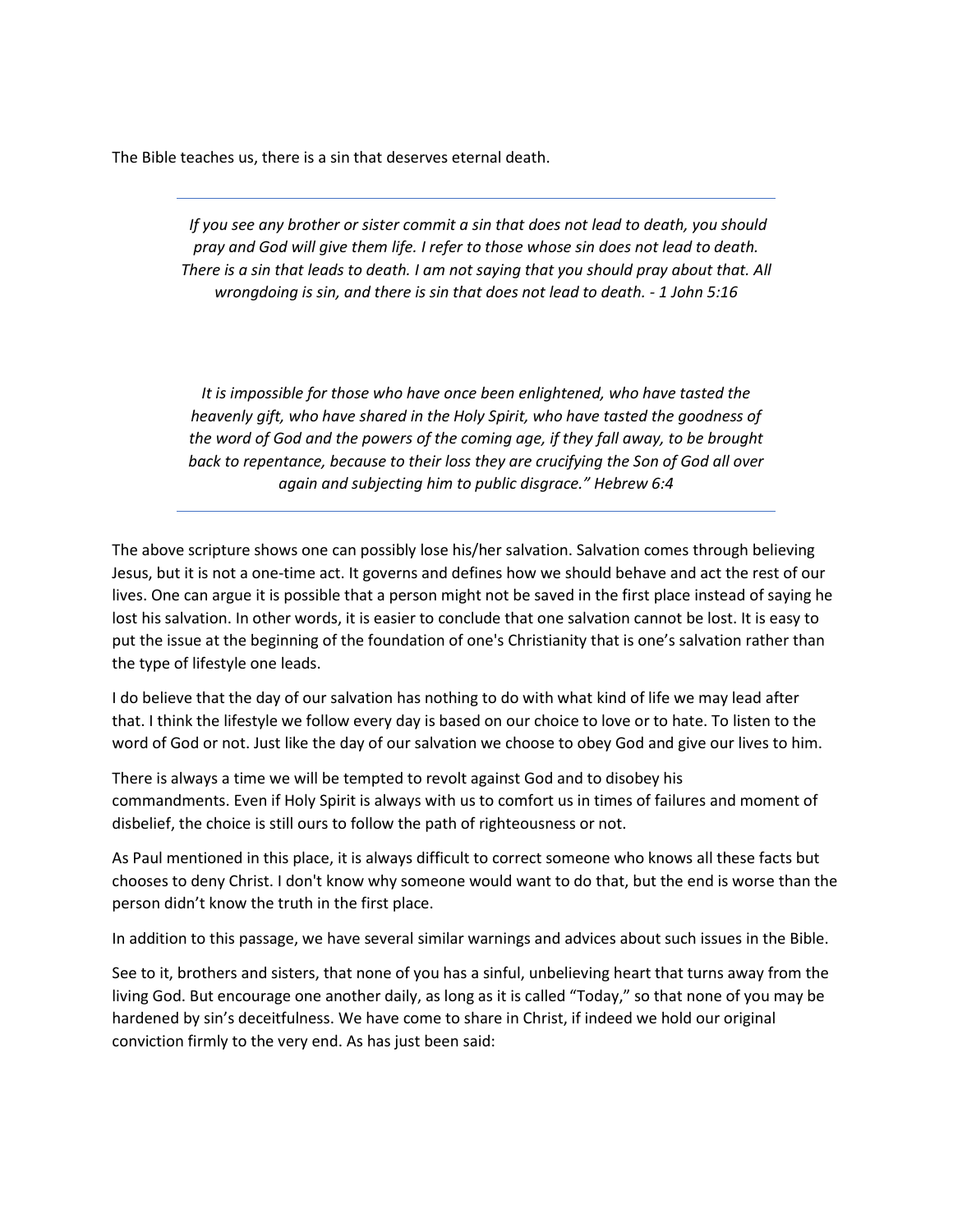The Bible teaches us, there is a sin that deserves eternal death.

---

*If you see any brother or sister commit a sin that does not lead to death, you should pray and God will give them life. I refer to those whose sin does not lead to death. There is a sin that leads to death. I am not saying that you should pray about that. All wrongdoing is sin, and there is sin that does not lead to death. - 1 John 5:16*

*It is impossible for those who have once been enlightened, who have tasted the heavenly gift, who have shared in the Holy Spirit, who have tasted the goodness of the word of God and the powers of the coming age, if they fall away, to be brought back to repentance, because to their loss they are crucifying the Son of God all over again and subjecting him to public disgrace." Hebrew 6:4*

---

The above scripture shows one can possibly lose his/her salvation. Salvation comes through believing Jesus, but it is not a one-time act. It governs and defines how we should behave and act the rest of our lives. One can argue it is possible that a person might not be saved in the first place instead of saying he lost his salvation. In other words, it is easier to conclude that one salvation cannot be lost. It is easy to put the issue at the beginning of the foundation of one's Christianity that is one's salvation rather than the type of lifestyle one leads.

I do believe that the day of our salvation has nothing to do with what kind of life we may lead after that. I think the lifestyle we follow every day is based on our choice to love or to hate. To listen to the word of God or not. Just like the day of our salvation we choose to obey God and give our lives to him.

There is always a time we will be tempted to revolt against God and to disobey his commandments. Even if Holy Spirit is always with us to comfort us in times of failures and moment of disbelief, the choice is still ours to follow the path of righteousness or not.

As Paul mentioned in this place, it is always difficult to correct someone who knows all these facts but chooses to deny Christ. I don't know why someone would want to do that, but the end is worse than the person didn't know the truth in the first place.

In addition to this passage, we have several similar warnings and advices about such issues in the Bible.

See to it, brothers and sisters, that none of you has a sinful, unbelieving heart that turns away from the living God. But encourage one another daily, as long as it is called "Today," so that none of you may be hardened by sin's deceitfulness. We have come to share in Christ, if indeed we hold our original conviction firmly to the very end. As has just been said: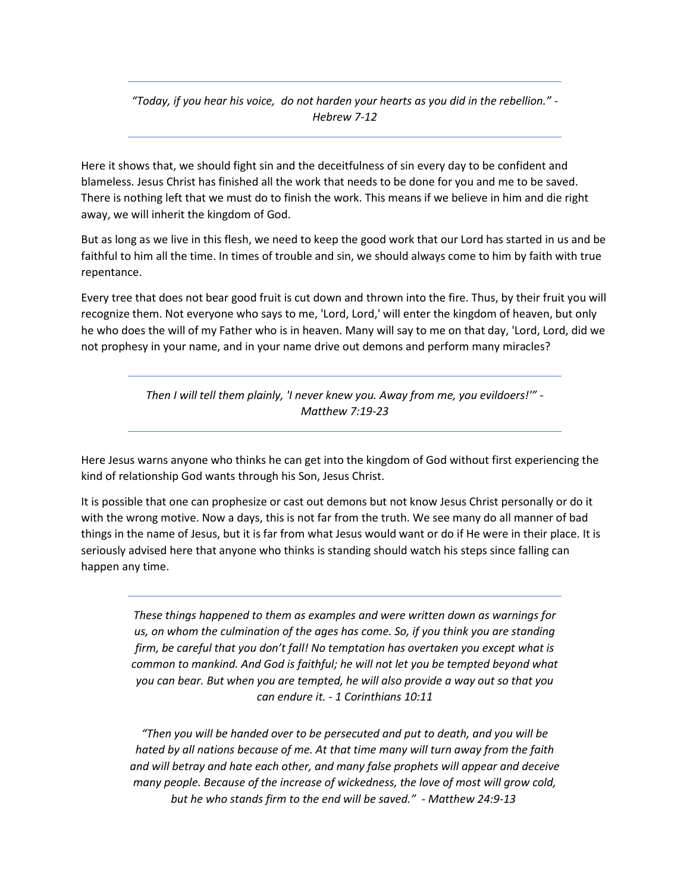*"Today, if you hear his voice,  do not harden your hearts as you did in the rebellion." - Hebrew 7-12*

Here it shows that, we should fight sin and the deceitfulness of sin every day to be confident and blameless. Jesus Christ has finished all the work that needs to be done for you and me to be saved. There is nothing left that we must do to finish the work. This means if we believe in him and die right away, we will inherit the kingdom of God.

But as long as we live in this flesh, we need to keep the good work that our Lord has started in us and be faithful to him all the time. In times of trouble and sin, we should always come to him by faith with true repentance.

Every tree that does not bear good fruit is cut down and thrown into the fire. Thus, by their fruit you will recognize them. Not everyone who says to me, 'Lord, Lord,' will enter the kingdom of heaven, but only he who does the will of my Father who is in heaven. Many will say to me on that day, 'Lord, Lord, did we not prophesy in your name, and in your name drive out demons and perform many miracles?

*Then I will tell them plainly, 'I never knew you. Away from me, you evildoers!'" - Matthew 7:19-23*

Here Jesus warns anyone who thinks he can get into the kingdom of God without first experiencing the kind of relationship God wants through his Son, Jesus Christ.

It is possible that one can prophesize or cast out demons but not know Jesus Christ personally or do it with the wrong motive. Now a days, this is not far from the truth. We see many do all manner of bad things in the name of Jesus, but it is far from what Jesus would want or do if He were in their place. It is seriously advised here that anyone who thinks is standing should watch his steps since falling can happen any time.

*These things happened to them as examples and were written down as warnings for us, on whom the culmination of the ages has come. So, if you think you are standing firm, be careful that you don't fall! No temptation has overtaken you except what is common to mankind. And God is faithful; he will not let you be tempted beyond what you can bear. But when you are tempted, he will also provide a way out so that you can endure it. - 1 Corinthians 10:11*

*"Then you will be handed over to be persecuted and put to death, and you will be hated by all nations because of me. At that time many will turn away from the faith and will betray and hate each other, and many false prophets will appear and deceive many people. Because of the increase of wickedness, the love of most will grow cold, but he who stands firm to the end will be saved."  - Matthew 24:9-13*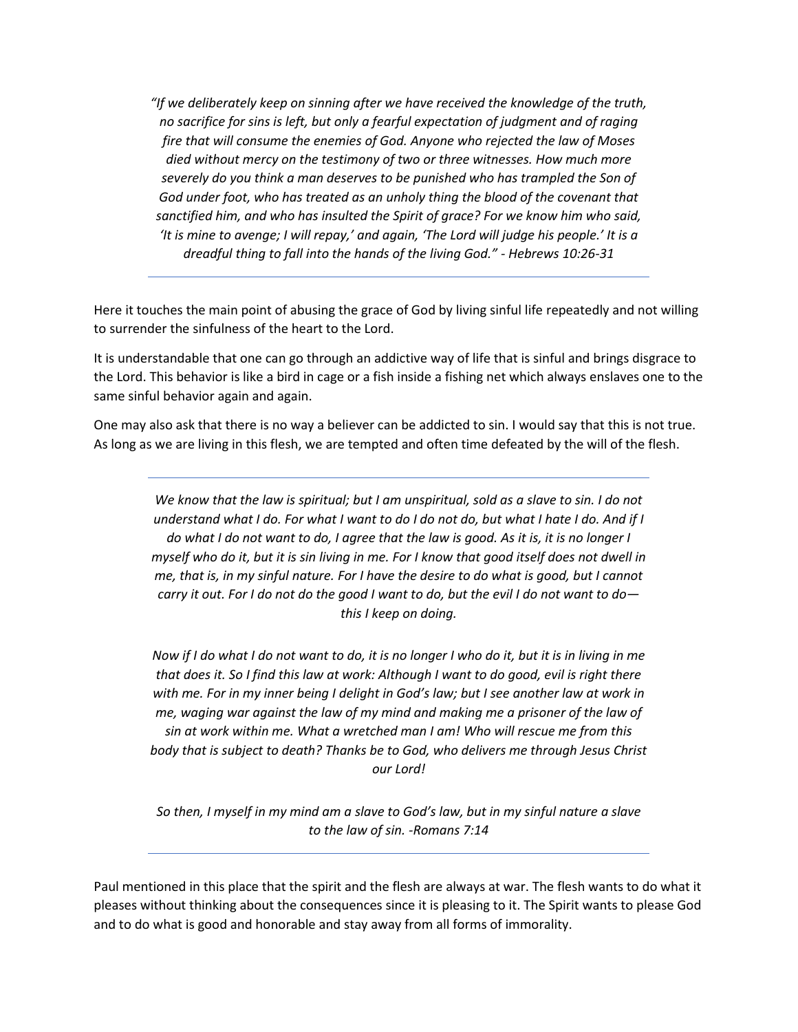*“If we deliberately keep on sinning after we have received the knowledge of the truth, no sacrifice for sins is left, but only a fearful expectation of judgment and of raging fire that will consume the enemies of God. Anyone who rejected the law of Moses died without mercy on the testimony of two or three witnesses. How much more severely do you think a man deserves to be punished who has trampled the Son of God under foot, who has treated as an unholy thing the blood of the covenant that sanctified him, and who has insulted the Spirit of grace? For we know him who said, ‘It is mine to avenge; I will repay,’ and again, ‘The Lord will judge his people.’ It is a dreadful thing to fall into the hands of the living God.” - Hebrews 10:26-31*

---

Here it touches the main point of abusing the grace of God by living sinful life repeatedly and not willing to surrender the sinfulness of the heart to the Lord.

It is understandable that one can go through an addictive way of life that is sinful and brings disgrace to the Lord. This behavior is like a bird in cage or a fish inside a fishing net which always enslaves one to the same sinful behavior again and again.

One may also ask that there is no way a believer can be addicted to sin. I would say that this is not true. As long as we are living in this flesh, we are tempted and often time defeated by the will of the flesh.

---

*We know that the law is spiritual; but I am unspiritual, sold as a slave to sin. I do not understand what I do. For what I want to do I do not do, but what I hate I do. And if I do what I do not want to do, I agree that the law is good. As it is, it is no longer I myself who do it, but it is sin living in me. For I know that good itself does not dwell in me, that is, in my sinful nature. For I have the desire to do what is good, but I cannot carry it out. For I do not do the good I want to do, but the evil I do not want to do—this I keep on doing.*

*Now if I do what I do not want to do, it is no longer I who do it, but it is in living in me that does it. So I find this law at work: Although I want to do good, evil is right there with me. For in my inner being I delight in God’s law; but I see another law at work in me, waging war against the law of my mind and making me a prisoner of the law of sin at work within me. What a wretched man I am! Who will rescue me from this body that is subject to death? Thanks be to God, who delivers me through Jesus Christ our Lord!*

*So then, I myself in my mind am a slave to God’s law, but in my sinful nature a slave to the law of sin. -Romans 7:14*

---

Paul mentioned in this place that the spirit and the flesh are always at war. The flesh wants to do what it pleases without thinking about the consequences since it is pleasing to it. The Spirit wants to please God and to do what is good and honorable and stay away from all forms of immorality.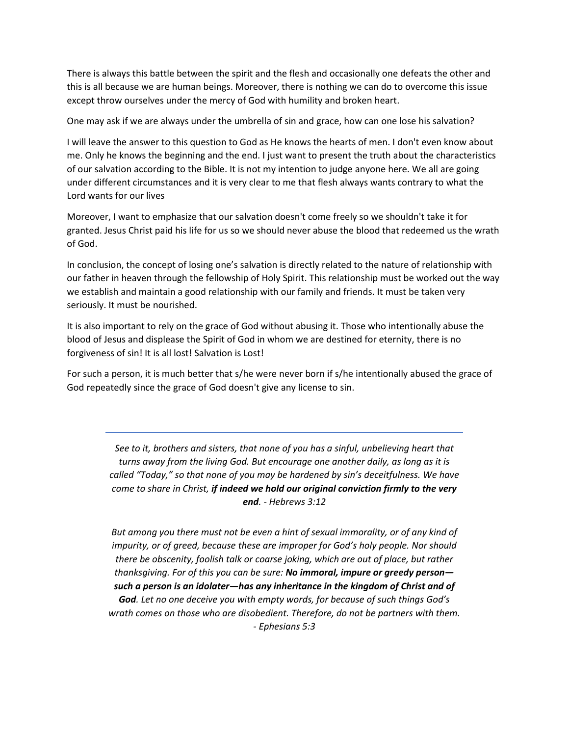There is always this battle between the spirit and the flesh and occasionally one defeats the other and this is all because we are human beings. Moreover, there is nothing we can do to overcome this issue except throw ourselves under the mercy of God with humility and broken heart.

One may ask if we are always under the umbrella of sin and grace, how can one lose his salvation?

I will leave the answer to this question to God as He knows the hearts of men. I don't even know about me. Only he knows the beginning and the end. I just want to present the truth about the characteristics of our salvation according to the Bible. It is not my intention to judge anyone here. We all are going under different circumstances and it is very clear to me that flesh always wants contrary to what the Lord wants for our lives

Moreover, I want to emphasize that our salvation doesn't come freely so we shouldn't take it for granted. Jesus Christ paid his life for us so we should never abuse the blood that redeemed us the wrath of God.

In conclusion, the concept of losing one's salvation is directly related to the nature of relationship with our father in heaven through the fellowship of Holy Spirit. This relationship must be worked out the way we establish and maintain a good relationship with our family and friends. It must be taken very seriously. It must be nourished.

It is also important to rely on the grace of God without abusing it. Those who intentionally abuse the blood of Jesus and displease the Spirit of God in whom we are destined for eternity, there is no forgiveness of sin! It is all lost! Salvation is Lost!

For such a person, it is much better that s/he were never born if s/he intentionally abused the grace of God repeatedly since the grace of God doesn't give any license to sin.

---

*See to it, brothers and sisters, that none of you has a sinful, unbelieving heart that turns away from the living God. But encourage one another daily, as long as it is called "Today," so that none of you may be hardened by sin's deceitfulness. We have come to share in Christ,* ***if indeed we hold our original conviction firmly to the very end****. - Hebrews 3:12*

*But among you there must not be even a hint of sexual immorality, or of any kind of impurity, or of greed, because these are improper for God's holy people. Nor should there be obscenity, foolish talk or coarse joking, which are out of place, but rather thanksgiving. For of this you can be sure:* ***No immoral, impure or greedy person—such a person is an idolater—has any inheritance in the kingdom of Christ and of God****. Let no one deceive you with empty words, for because of such things God's wrath comes on those who are disobedient. Therefore, do not be partners with them. - Ephesians 5:3*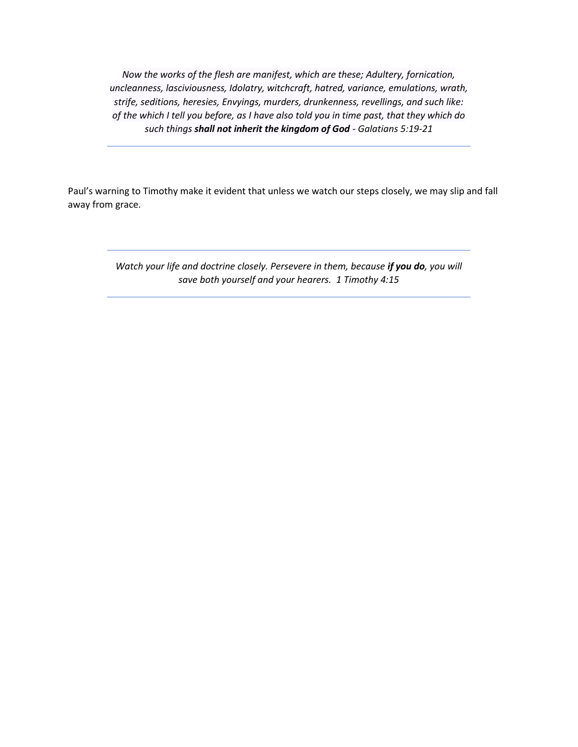*Now the works of the flesh are manifest, which are these; Adultery, fornication, uncleanness, lasciviousness, Idolatry, witchcraft, hatred, variance, emulations, wrath, strife, seditions, heresies, Envyings, murders, drunkenness, revellings, and such like: of the which I tell you before, as I have also told you in time past, that they which do such things* ***shall not inherit the kingdom of God*** *- Galatians 5:19-21*

---

Paul's warning to Timothy make it evident that unless we watch our steps closely, we may slip and fall away from grace.

---

*Watch your life and doctrine closely. Persevere in them, because* ***if you do****, you will save both yourself and your hearers. 1 Timothy 4:15*

---